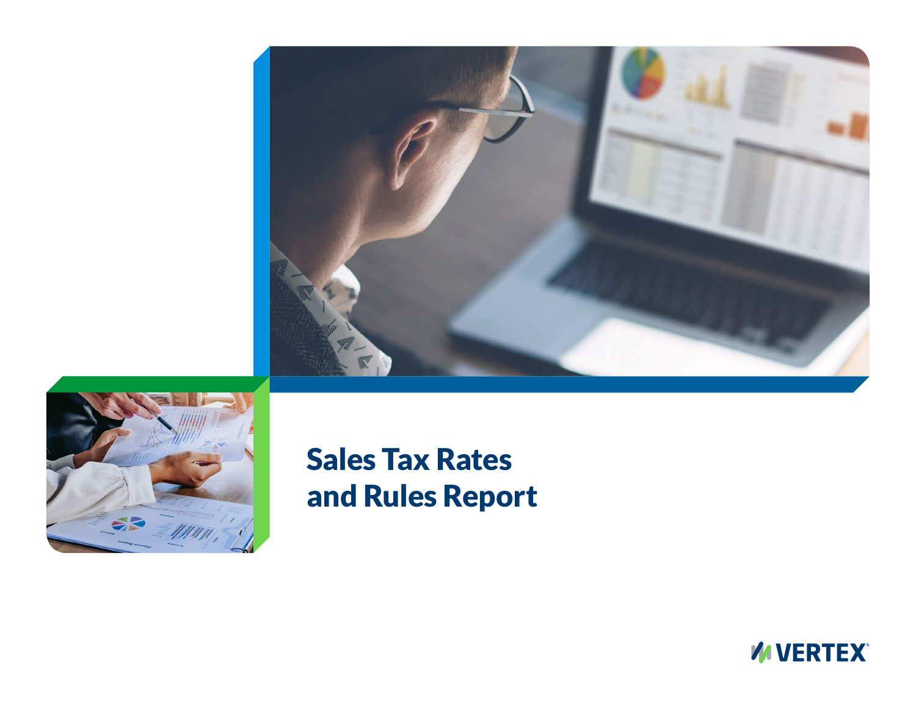# Sales Tax Rates and Rules Report

VERTEX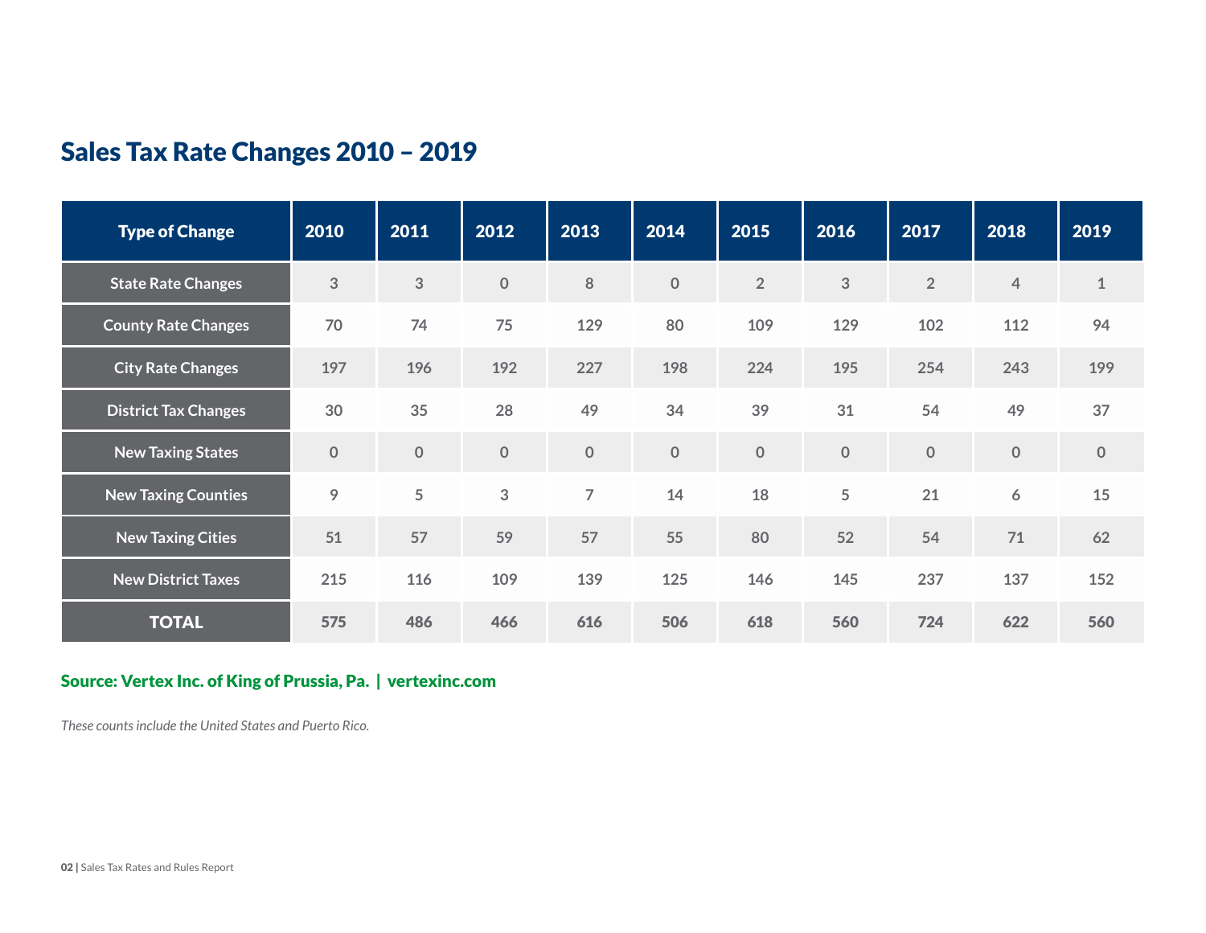## Sales Tax Rate Changes 2010 – 2019

| Type of Change | 2010 | 2011 | 2012 | 2013 | 2014 | 2015 | 2016 | 2017 | 2018 | 2019 |
|---|---|---|---|---|---|---|---|---|---|---|
| State Rate Changes | 3 | 3 | 0 | 8 | 0 | 2 | 3 | 2 | 4 | 1 |
| County Rate Changes | 70 | 74 | 75 | 129 | 80 | 109 | 129 | 102 | 112 | 94 |
| City Rate Changes | 197 | 196 | 192 | 227 | 198 | 224 | 195 | 254 | 243 | 199 |
| District Tax Changes | 30 | 35 | 28 | 49 | 34 | 39 | 31 | 54 | 49 | 37 |
| New Taxing States | 0 | 0 | 0 | 0 | 0 | 0 | 0 | 0 | 0 | 0 |
| New Taxing Counties | 9 | 5 | 3 | 7 | 14 | 18 | 5 | 21 | 6 | 15 |
| New Taxing Cities | 51 | 57 | 59 | 57 | 55 | 80 | 52 | 54 | 71 | 62 |
| New District Taxes | 215 | 116 | 109 | 139 | 125 | 146 | 145 | 237 | 137 | 152 |
| **TOTAL** | 575 | 486 | 466 | 616 | 506 | 618 | 560 | 724 | 622 | 560 |

**Source: Vertex Inc. of King of Prussia, Pa. | vertexinc.com**

*These counts include the United States and Puerto Rico.*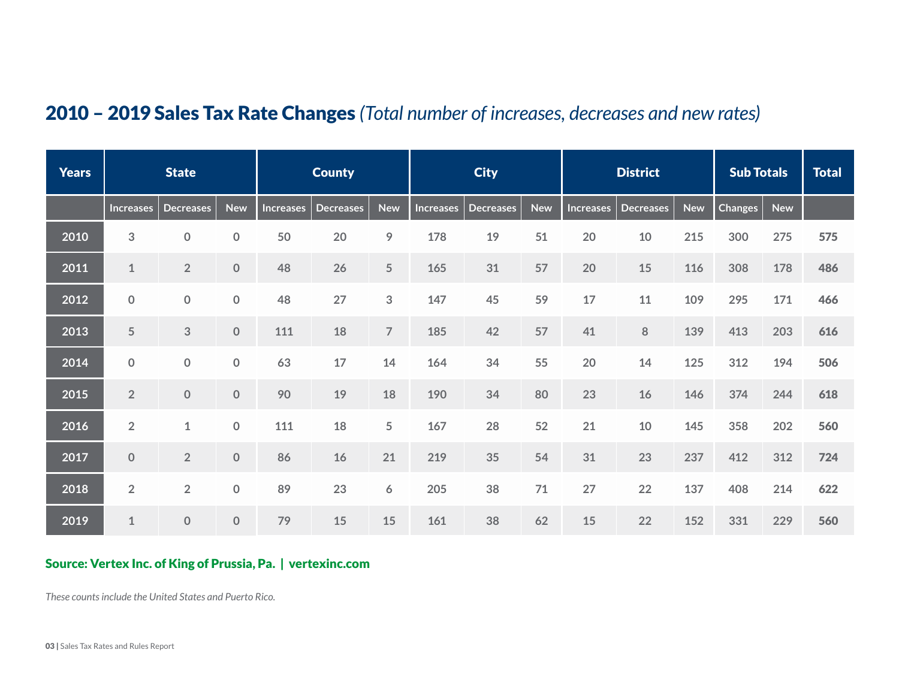## **2010 – 2019 Sales Tax Rate Changes** *(Total number of increases, decreases and new rates)*

| Years | State | | | County | | | City | | | District | | | Sub Totals | | Total |
|---|---|---|---|---|---|---|---|---|---|---|---|---|---|---|---|
| | Increases | Decreases | New | Increases | Decreases | New | Increases | Decreases | New | Increases | Decreases | New | Changes | New | |
| 2010 | 3 | 0 | 0 | 50 | 20 | 9 | 178 | 19 | 51 | 20 | 10 | 215 | 300 | 275 | **575** |
| 2011 | 1 | 2 | 0 | 48 | 26 | 5 | 165 | 31 | 57 | 20 | 15 | 116 | 308 | 178 | **486** |
| 2012 | 0 | 0 | 0 | 48 | 27 | 3 | 147 | 45 | 59 | 17 | 11 | 109 | 295 | 171 | **466** |
| 2013 | 5 | 3 | 0 | 111 | 18 | 7 | 185 | 42 | 57 | 41 | 8 | 139 | 413 | 203 | **616** |
| 2014 | 0 | 0 | 0 | 63 | 17 | 14 | 164 | 34 | 55 | 20 | 14 | 125 | 312 | 194 | **506** |
| 2015 | 2 | 0 | 0 | 90 | 19 | 18 | 190 | 34 | 80 | 23 | 16 | 146 | 374 | 244 | **618** |
| 2016 | 2 | 1 | 0 | 111 | 18 | 5 | 167 | 28 | 52 | 21 | 10 | 145 | 358 | 202 | **560** |
| 2017 | 0 | 2 | 0 | 86 | 16 | 21 | 219 | 35 | 54 | 31 | 23 | 237 | 412 | 312 | **724** |
| 2018 | 2 | 2 | 0 | 89 | 23 | 6 | 205 | 38 | 71 | 27 | 22 | 137 | 408 | 214 | **622** |
| 2019 | 1 | 0 | 0 | 79 | 15 | 15 | 161 | 38 | 62 | 15 | 22 | 152 | 331 | 229 | **560** |

**Source: Vertex Inc. of King of Prussia, Pa. | vertexinc.com**

*These counts include the United States and Puerto Rico.*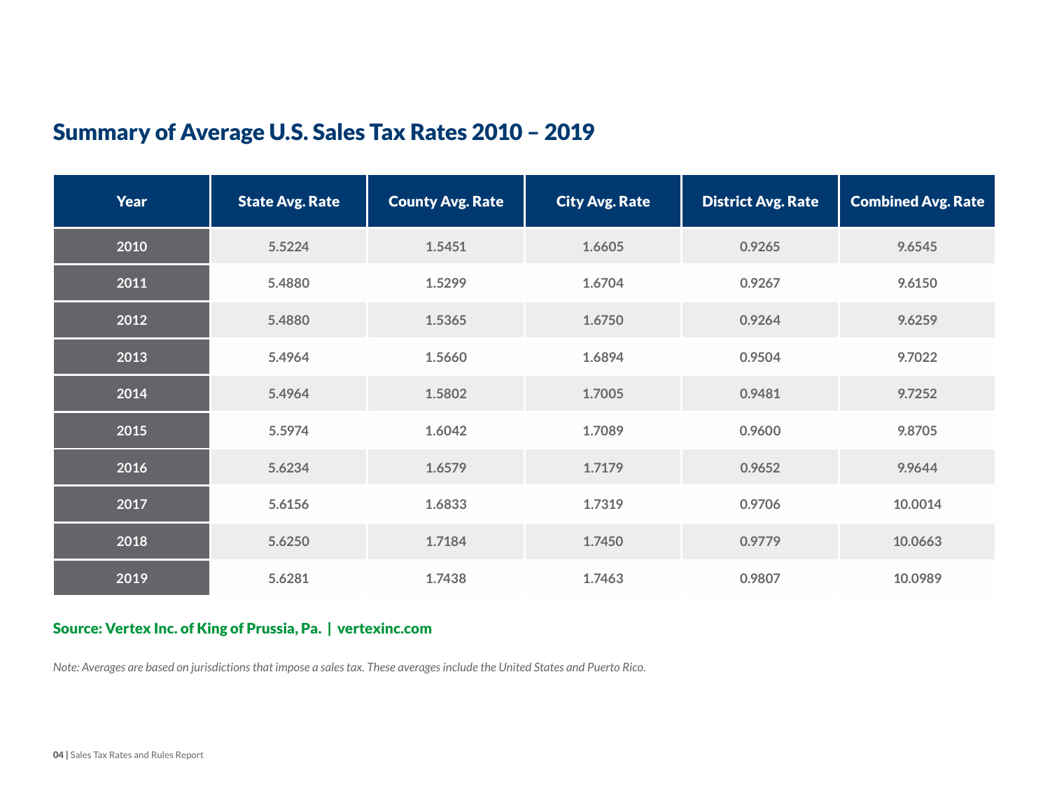## Summary of Average U.S. Sales Tax Rates 2010 – 2019

| Year | State Avg. Rate | County Avg. Rate | City Avg. Rate | District Avg. Rate | Combined Avg. Rate |
|---|---|---|---|---|---|
| 2010 | 5.5224 | 1.5451 | 1.6605 | 0.9265 | 9.6545 |
| 2011 | 5.4880 | 1.5299 | 1.6704 | 0.9267 | 9.6150 |
| 2012 | 5.4880 | 1.5365 | 1.6750 | 0.9264 | 9.6259 |
| 2013 | 5.4964 | 1.5660 | 1.6894 | 0.9504 | 9.7022 |
| 2014 | 5.4964 | 1.5802 | 1.7005 | 0.9481 | 9.7252 |
| 2015 | 5.5974 | 1.6042 | 1.7089 | 0.9600 | 9.8705 |
| 2016 | 5.6234 | 1.6579 | 1.7179 | 0.9652 | 9.9644 |
| 2017 | 5.6156 | 1.6833 | 1.7319 | 0.9706 | 10.0014 |
| 2018 | 5.6250 | 1.7184 | 1.7450 | 0.9779 | 10.0663 |
| 2019 | 5.6281 | 1.7438 | 1.7463 | 0.9807 | 10.0989 |

**Source: Vertex Inc. of King of Prussia, Pa. | vertexinc.com**

*Note: Averages are based on jurisdictions that impose a sales tax. These averages include the United States and Puerto Rico.*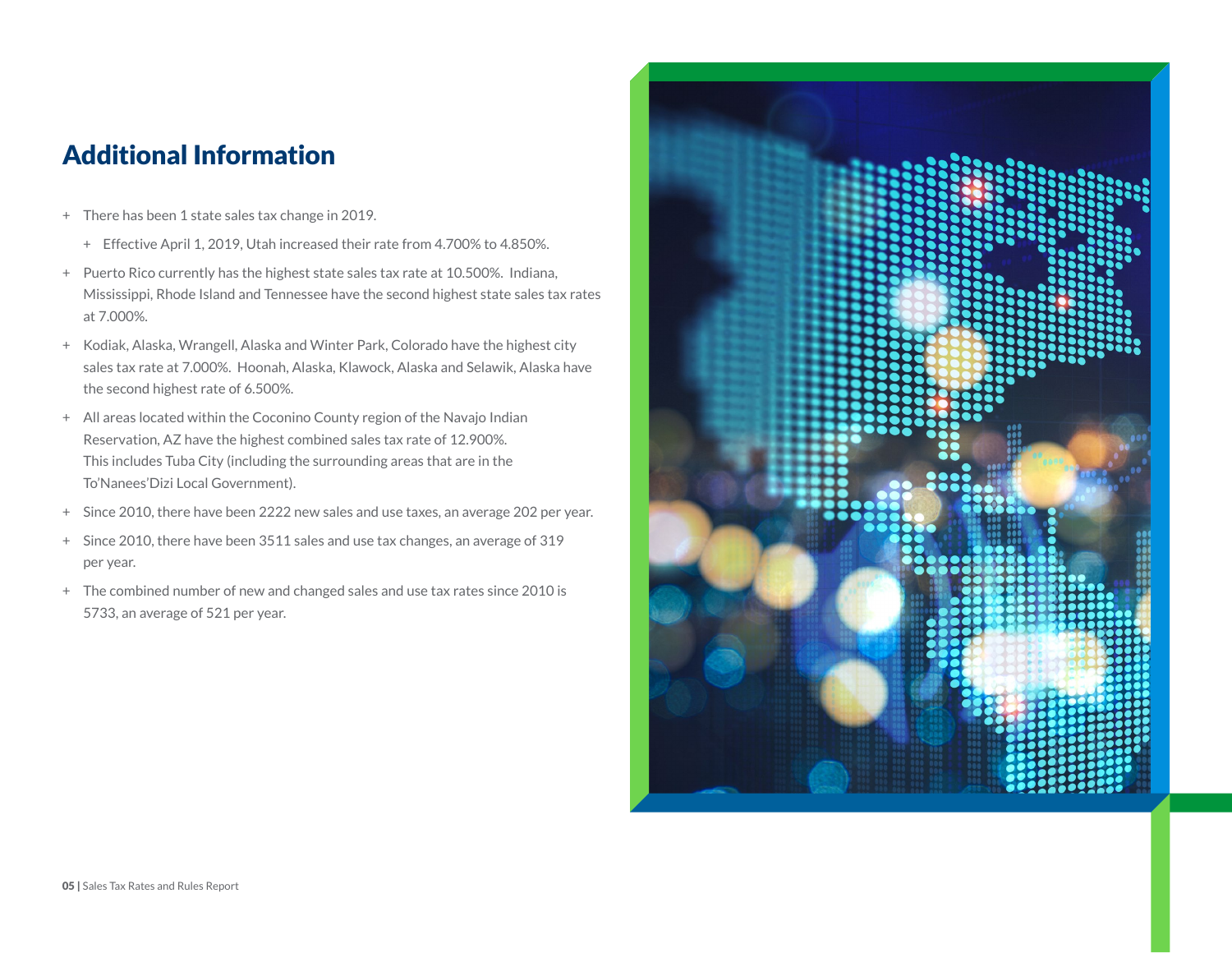## Additional Information

- There has been 1 state sales tax change in 2019.
  - Effective April 1, 2019, Utah increased their rate from 4.700% to 4.850%.
- Puerto Rico currently has the highest state sales tax rate at 10.500%. Indiana, Mississippi, Rhode Island and Tennessee have the second highest state sales tax rates at 7.000%.
- Kodiak, Alaska, Wrangell, Alaska and Winter Park, Colorado have the highest city sales tax rate at 7.000%. Hoonah, Alaska, Klawock, Alaska and Selawik, Alaska have the second highest rate of 6.500%.
- All areas located within the Coconino County region of the Navajo Indian Reservation, AZ have the highest combined sales tax rate of 12.900%. This includes Tuba City (including the surrounding areas that are in the To'Nanees'Dizi Local Government).
- Since 2010, there have been 2222 new sales and use taxes, an average 202 per year.
- Since 2010, there have been 3511 sales and use tax changes, an average of 319 per year.
- The combined number of new and changed sales and use tax rates since 2010 is 5733, an average of 521 per year.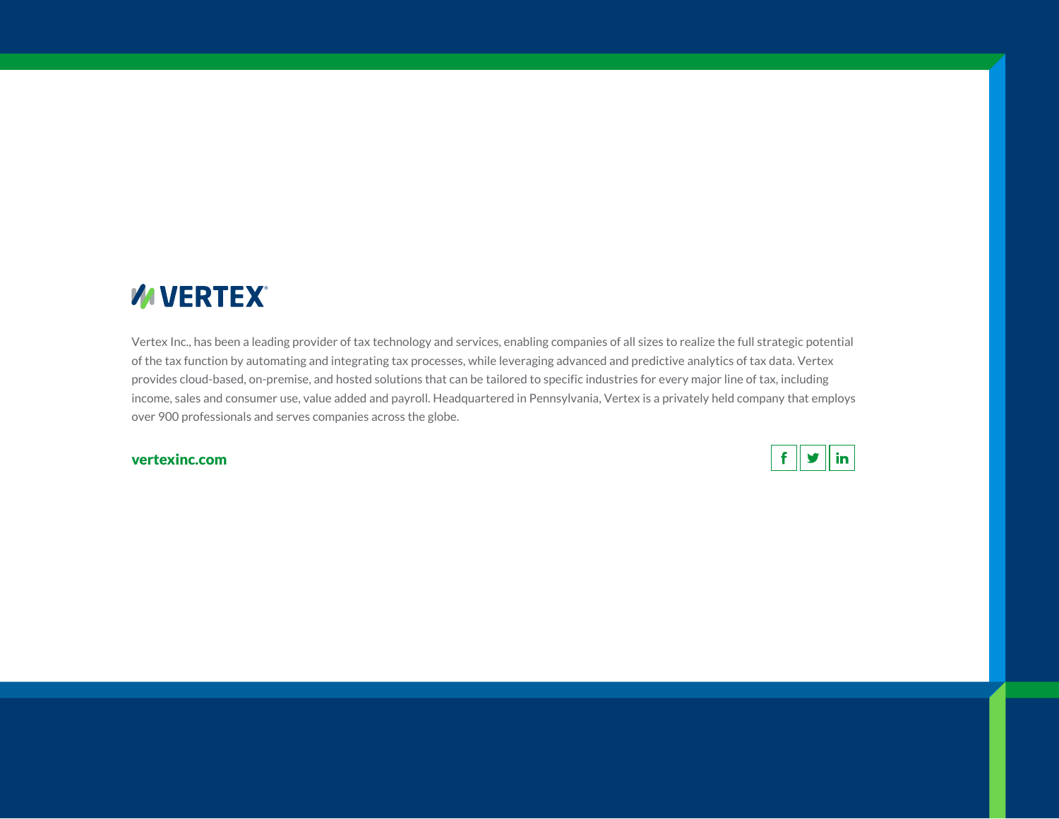# VERTEX®

Vertex Inc., has been a leading provider of tax technology and services, enabling companies of all sizes to realize the full strategic potential of the tax function by automating and integrating tax processes, while leveraging advanced and predictive analytics of tax data. Vertex provides cloud-based, on-premise, and hosted solutions that can be tailored to specific industries for every major line of tax, including income, sales and consumer use, value added and payroll. Headquartered in Pennsylvania, Vertex is a privately held company that employs over 900 professionals and serves companies across the globe.

**vertexinc.com**